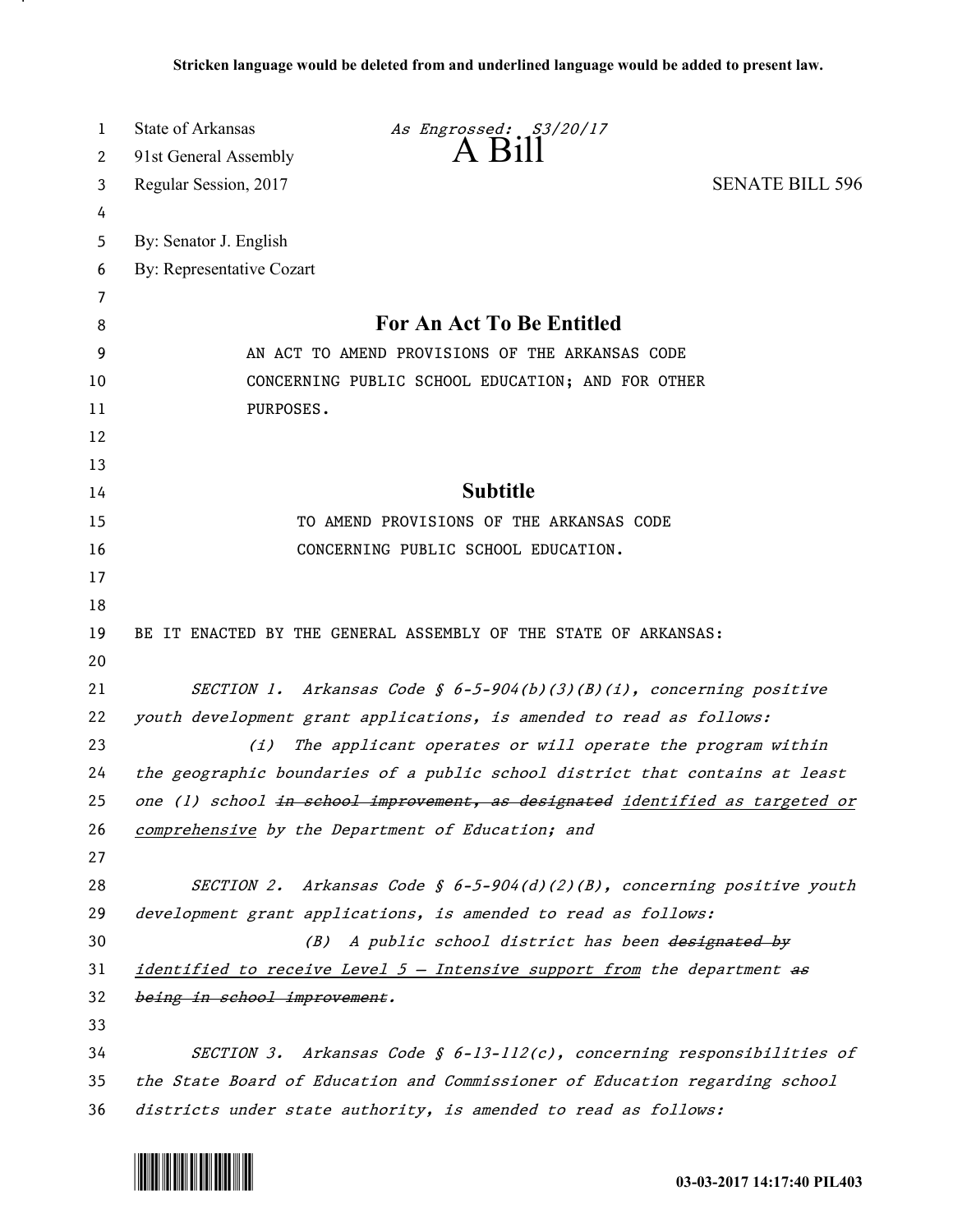**Stricken language would be deleted from and underlined language would be added to present law.**

State of Arkansas *As Engrossed: S3/20/17*

91st General Assembly **A Bill**

Regular Session, 2017 SENATE BILL 596

By: Senator J. English

By: Representative Cozart

## For An Act To Be Entitled

AN ACT TO AMEND PROVISIONS OF THE ARKANSAS CODE CONCERNING PUBLIC SCHOOL EDUCATION; AND FOR OTHER PURPOSES.

## Subtitle

TO AMEND PROVISIONS OF THE ARKANSAS CODE CONCERNING PUBLIC SCHOOL EDUCATION.

BE IT ENACTED BY THE GENERAL ASSEMBLY OF THE STATE OF ARKANSAS:

*SECTION 1. Arkansas Code § 6-5-904(b)(3)(B)(i), concerning positive youth development grant applications, is amended to read as follows:*

*(i) The applicant operates or will operate the program within the geographic boundaries of a public school district that contains at least one (1) school ~~in school improvement, as designated~~ <u>identified as targeted or comprehensive</u> by the Department of Education; and*

*SECTION 2. Arkansas Code § 6-5-904(d)(2)(B), concerning positive youth development grant applications, is amended to read as follows:*

*(B) A public school district has been ~~designated by~~ <u>identified to receive Level 5 – Intensive support from</u> the department ~~as being in school improvement~~.*

*SECTION 3. Arkansas Code § 6-13-112(c), concerning responsibilities of the State Board of Education and Commissioner of Education regarding school districts under state authority, is amended to read as follows:*

03-03-2017 14:17:40 PIL403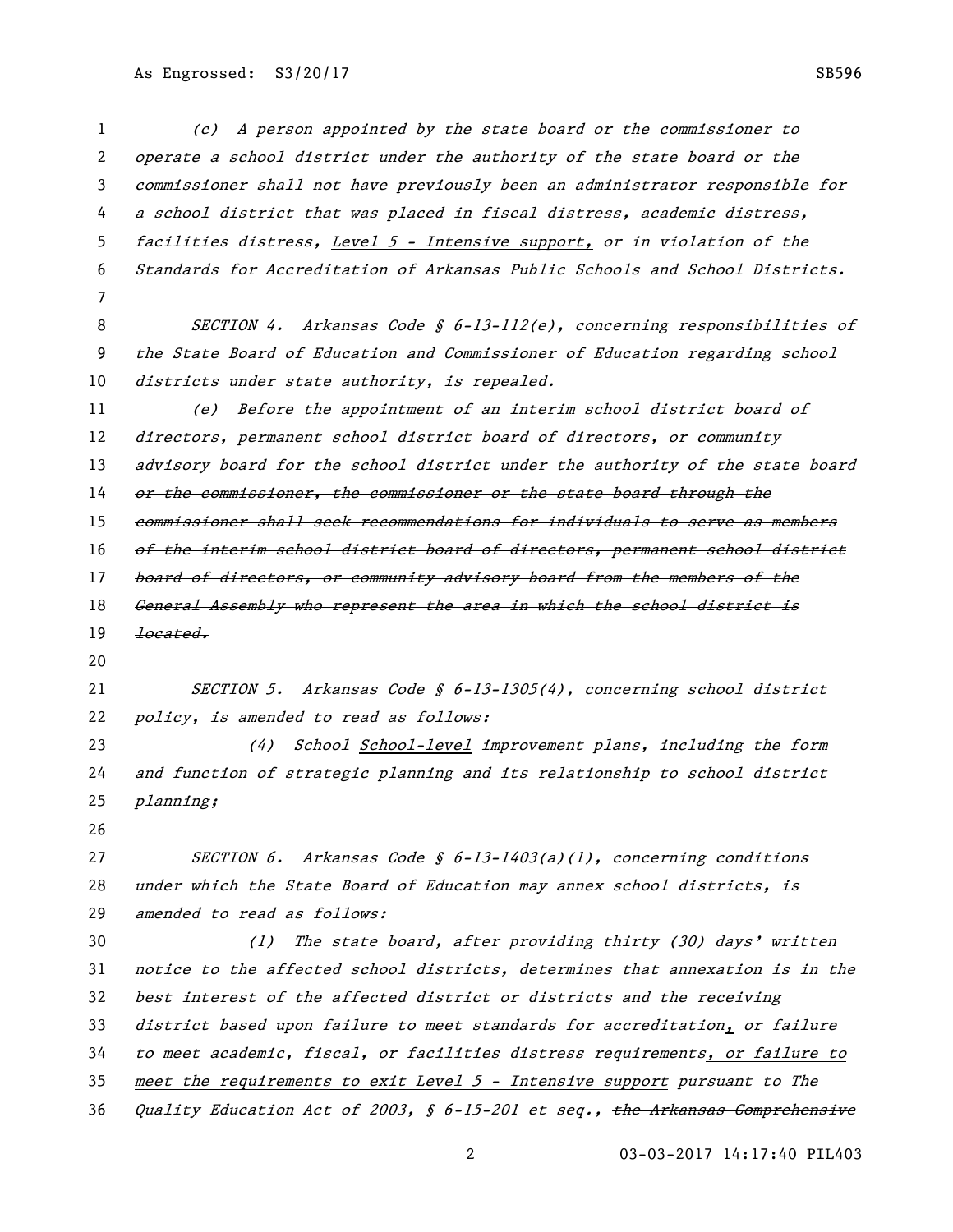(c) A person appointed by the state board or the commissioner to operate a school district under the authority of the state board or the commissioner shall not have previously been an administrator responsible for a school district that was placed in fiscal distress, academic distress, facilities distress, <u>Level 5 - Intensive support,</u> or in violation of the Standards for Accreditation of Arkansas Public Schools and School Districts.

SECTION 4. Arkansas Code § 6-13-112(e), concerning responsibilities of the State Board of Education and Commissioner of Education regarding school districts under state authority, is repealed.

~~(e) Before the appointment of an interim school district board of directors, permanent school district board of directors, or community advisory board for the school district under the authority of the state board or the commissioner, the commissioner or the state board through the commissioner shall seek recommendations for individuals to serve as members of the interim school district board of directors, permanent school district board of directors, or community advisory board from the members of the General Assembly who represent the area in which the school district is located.~~

SECTION 5. Arkansas Code § 6-13-1305(4), concerning school district policy, is amended to read as follows:

(4) ~~School~~ <u>School-level</u> improvement plans, including the form and function of strategic planning and its relationship to school district planning;

SECTION 6. Arkansas Code § 6-13-1403(a)(1), concerning conditions under which the State Board of Education may annex school districts, is amended to read as follows:

(1) The state board, after providing thirty (30) days' written notice to the affected school districts, determines that annexation is in the best interest of the affected district or districts and the receiving district based upon failure to meet standards for accreditation<u>,</u> ~~or~~ failure to meet ~~academic,~~ fiscal~~,~~ or facilities distress requirements<u>, or failure to meet the requirements to exit Level 5 - Intensive support</u> pursuant to The Quality Education Act of 2003, § 6-15-201 et seq., ~~the Arkansas Comprehensive~~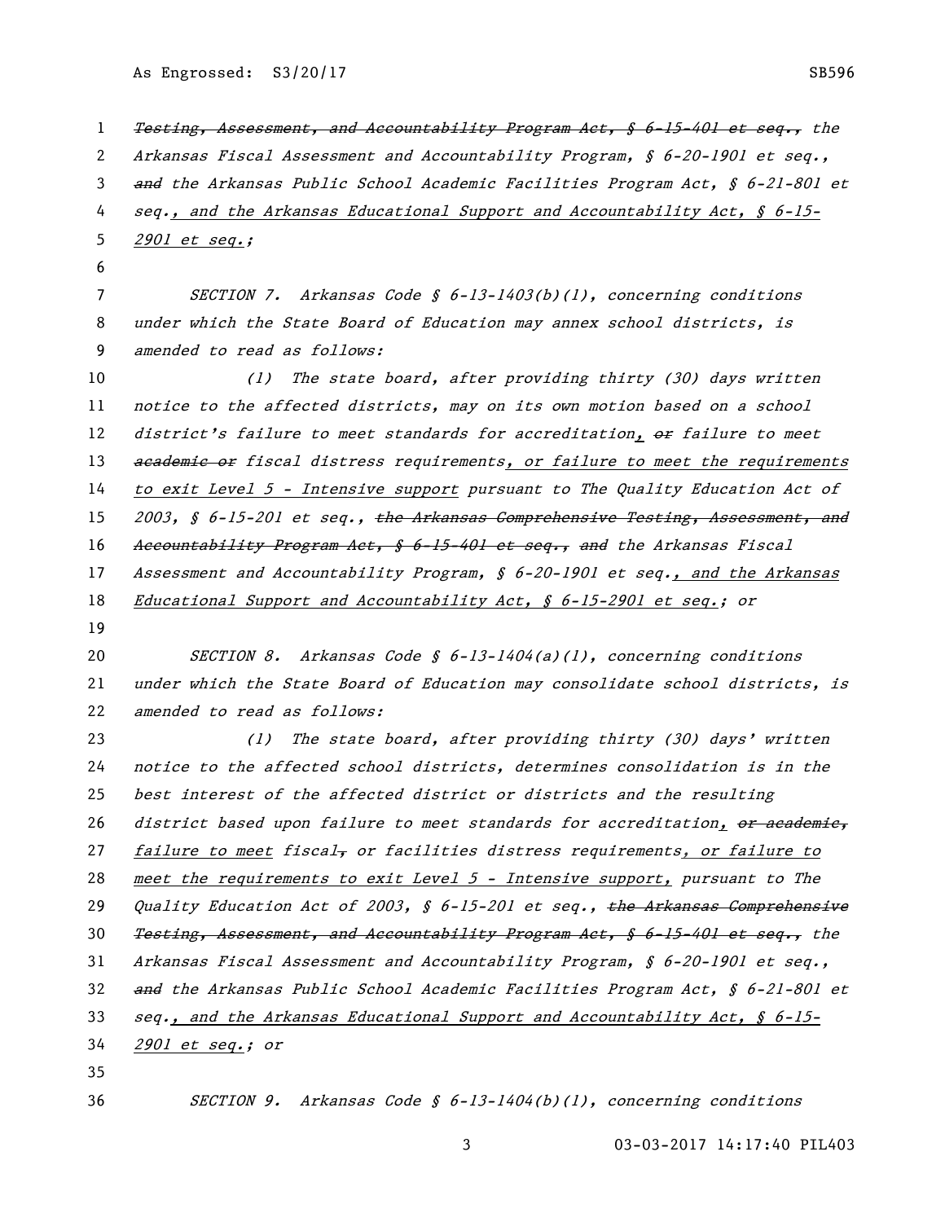~~Testing, Assessment, and Accountability Program Act, § 6-15-401 et seq.,~~ the Arkansas Fiscal Assessment and Accountability Program, § 6-20-1901 et seq., ~~and~~ the Arkansas Public School Academic Facilities Program Act, § 6-21-801 et seq.<u>, and the Arkansas Educational Support and Accountability Act, § 6-15-2901 et seq.</u>;

SECTION 7. Arkansas Code § 6-13-1403(b)(1), concerning conditions under which the State Board of Education may annex school districts, is amended to read as follows:

(1) The state board, after providing thirty (30) days written notice to the affected districts, may on its own motion based on a school district's failure to meet standards for accreditation<u>,</u> ~~or~~ failure to meet ~~academic or~~ fiscal distress requirements<u>, or failure to meet the requirements to exit Level 5 - Intensive support</u> pursuant to The Quality Education Act of 2003, § 6-15-201 et seq., ~~the Arkansas Comprehensive Testing, Assessment, and Accountability Program Act, § 6-15-401 et seq., and~~ the Arkansas Fiscal Assessment and Accountability Program, § 6-20-1901 et seq.<u>, and the Arkansas Educational Support and Accountability Act, § 6-15-2901 et seq.</u>; or

SECTION 8. Arkansas Code § 6-13-1404(a)(1), concerning conditions under which the State Board of Education may consolidate school districts, is amended to read as follows:

(1) The state board, after providing thirty (30) days' written notice to the affected school districts, determines consolidation is in the best interest of the affected district or districts and the resulting district based upon failure to meet standards for accreditation<u>,</u> ~~or academic,~~ <u>failure to meet</u> fiscal~~,~~ or facilities distress requirements<u>, or failure to meet the requirements to exit Level 5 - Intensive support,</u> pursuant to The Quality Education Act of 2003, § 6-15-201 et seq., ~~the Arkansas Comprehensive Testing, Assessment, and Accountability Program Act, § 6-15-401 et seq.,~~ the Arkansas Fiscal Assessment and Accountability Program, § 6-20-1901 et seq., ~~and~~ the Arkansas Public School Academic Facilities Program Act, § 6-21-801 et seq.<u>, and the Arkansas Educational Support and Accountability Act, § 6-15-2901 et seq.</u>; or

SECTION 9. Arkansas Code § 6-13-1404(b)(1), concerning conditions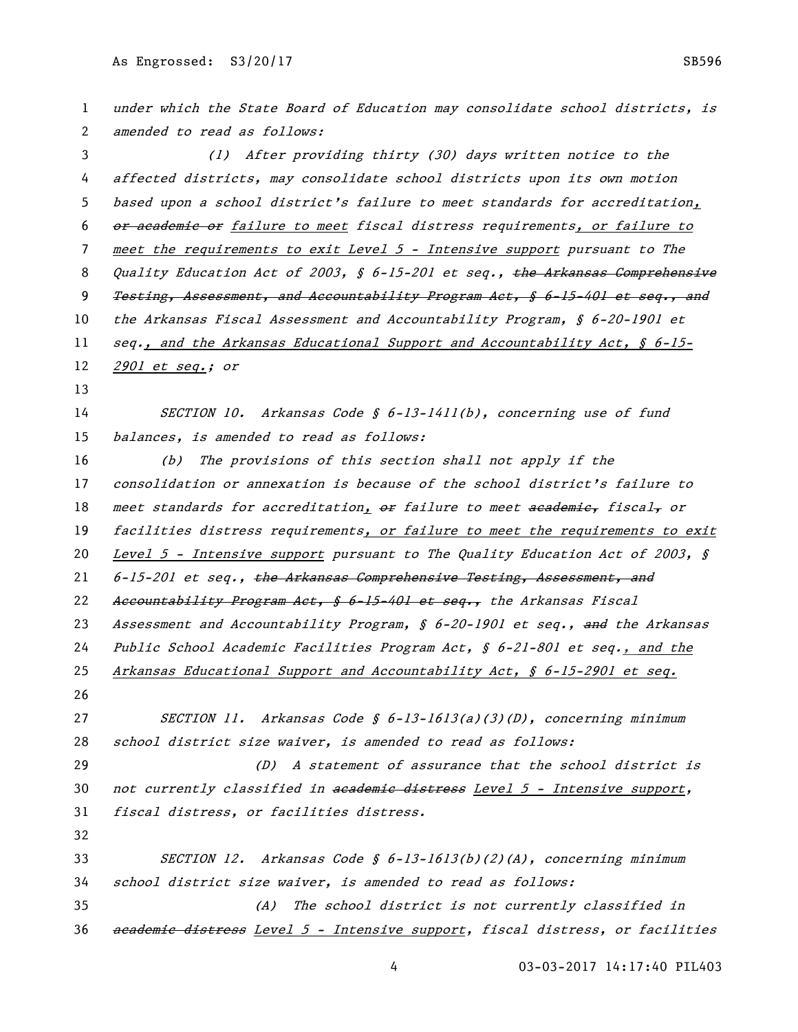*under which the State Board of Education may consolidate school districts, is amended to read as follows:*

*(1) After providing thirty (30) days written notice to the affected districts, may consolidate school districts upon its own motion based upon a school district's failure to meet standards for accreditation<u>,</u> ~~or academic or~~ <u>failure to meet</u> fiscal distress requirements<u>, or failure to meet the requirements to exit Level 5 - Intensive support</u> pursuant to The Quality Education Act of 2003, § 6-15-201 et seq., ~~the Arkansas Comprehensive Testing, Assessment, and Accountability Program Act, § 6-15-401 et seq., and~~ the Arkansas Fiscal Assessment and Accountability Program, § 6-20-1901 et seq.<u>, and the Arkansas Educational Support and Accountability Act, § 6-15-2901 et seq.</u>; or*

*SECTION 10. Arkansas Code § 6-13-1411(b), concerning use of fund balances, is amended to read as follows:*

*(b) The provisions of this section shall not apply if the consolidation or annexation is because of the school district's failure to meet standards for accreditation<u>,</u> ~~or~~ failure to meet ~~academic,~~ fiscal~~,~~ or facilities distress requirements<u>, or failure to meet the requirements to exit Level 5 - Intensive support</u> pursuant to The Quality Education Act of 2003, § 6-15-201 et seq., ~~the Arkansas Comprehensive Testing, Assessment, and Accountability Program Act, § 6-15-401 et seq.,~~ the Arkansas Fiscal Assessment and Accountability Program, § 6-20-1901 et seq., ~~and~~ the Arkansas Public School Academic Facilities Program Act, § 6-21-801 et seq.<u>, and the Arkansas Educational Support and Accountability Act, § 6-15-2901 et seq.</u>*

*SECTION 11. Arkansas Code § 6-13-1613(a)(3)(D), concerning minimum school district size waiver, is amended to read as follows:*

*(D) A statement of assurance that the school district is not currently classified in ~~academic distress~~ <u>Level 5 - Intensive support</u>, fiscal distress, or facilities distress.*

*SECTION 12. Arkansas Code § 6-13-1613(b)(2)(A), concerning minimum school district size waiver, is amended to read as follows:*

*(A) The school district is not currently classified in ~~academic distress~~ <u>Level 5 - Intensive support</u>, fiscal distress, or facilities*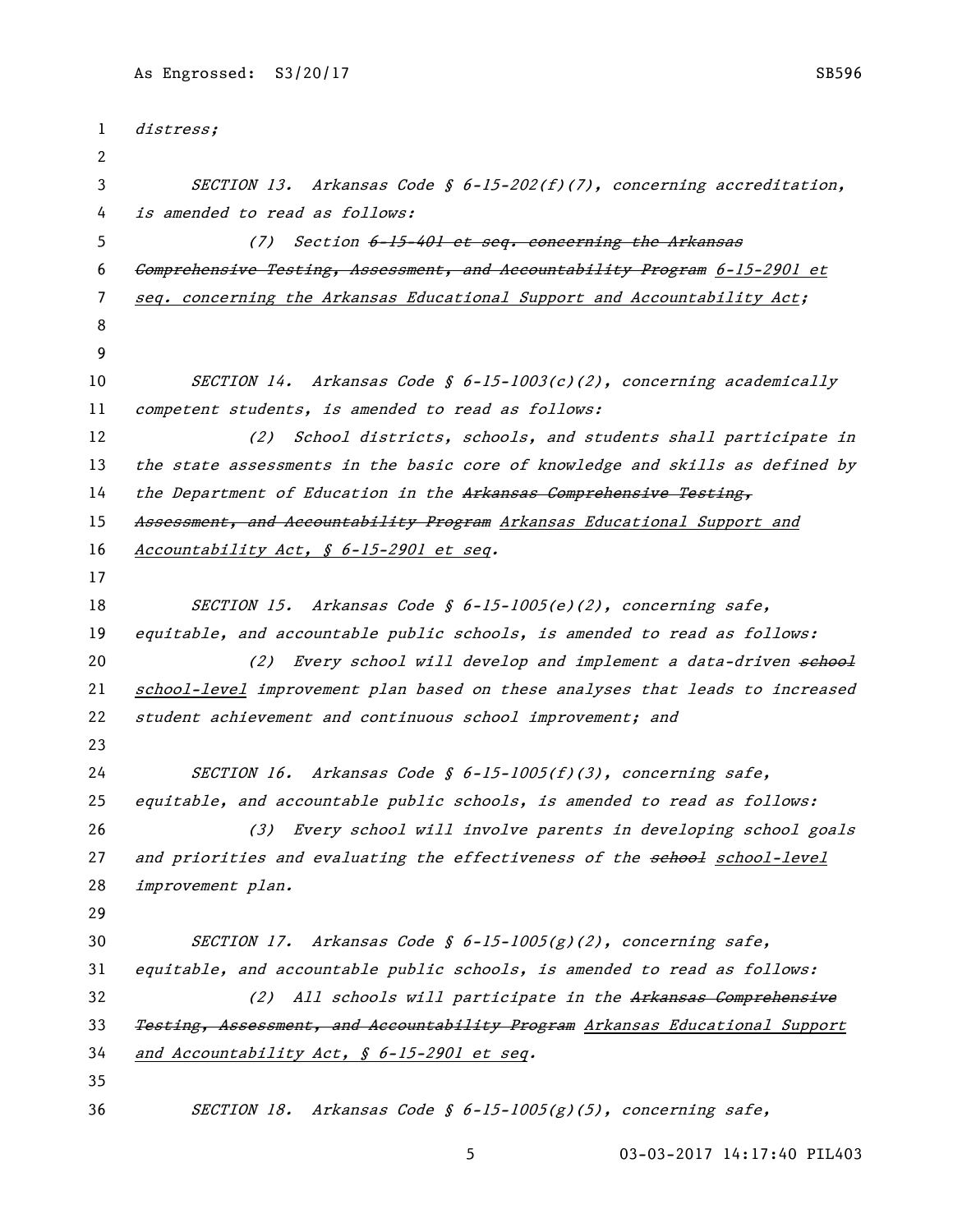distress;

SECTION 13. Arkansas Code § 6-15-202(f)(7), concerning accreditation, is amended to read as follows:

(7) Section ~~6-15-401 et seq. concerning the Arkansas Comprehensive Testing, Assessment, and Accountability Program~~ <u>6-15-2901 et seq. concerning the Arkansas Educational Support and Accountability Act</u>;

SECTION 14. Arkansas Code § 6-15-1003(c)(2), concerning academically competent students, is amended to read as follows:

(2) School districts, schools, and students shall participate in the state assessments in the basic core of knowledge and skills as defined by the Department of Education in the ~~Arkansas Comprehensive Testing, Assessment, and Accountability Program~~ <u>Arkansas Educational Support and Accountability Act, § 6-15-2901 et seq</u>.

SECTION 15. Arkansas Code § 6-15-1005(e)(2), concerning safe, equitable, and accountable public schools, is amended to read as follows:

(2) Every school will develop and implement a data-driven ~~school~~ <u>school-level</u> improvement plan based on these analyses that leads to increased student achievement and continuous school improvement; and

SECTION 16. Arkansas Code § 6-15-1005(f)(3), concerning safe, equitable, and accountable public schools, is amended to read as follows:

(3) Every school will involve parents in developing school goals and priorities and evaluating the effectiveness of the ~~school~~ <u>school-level</u> improvement plan.

SECTION 17. Arkansas Code § 6-15-1005(g)(2), concerning safe, equitable, and accountable public schools, is amended to read as follows:

(2) All schools will participate in the ~~Arkansas Comprehensive Testing, Assessment, and Accountability Program~~ <u>Arkansas Educational Support and Accountability Act, § 6-15-2901 et seq</u>.

SECTION 18. Arkansas Code § 6-15-1005(g)(5), concerning safe,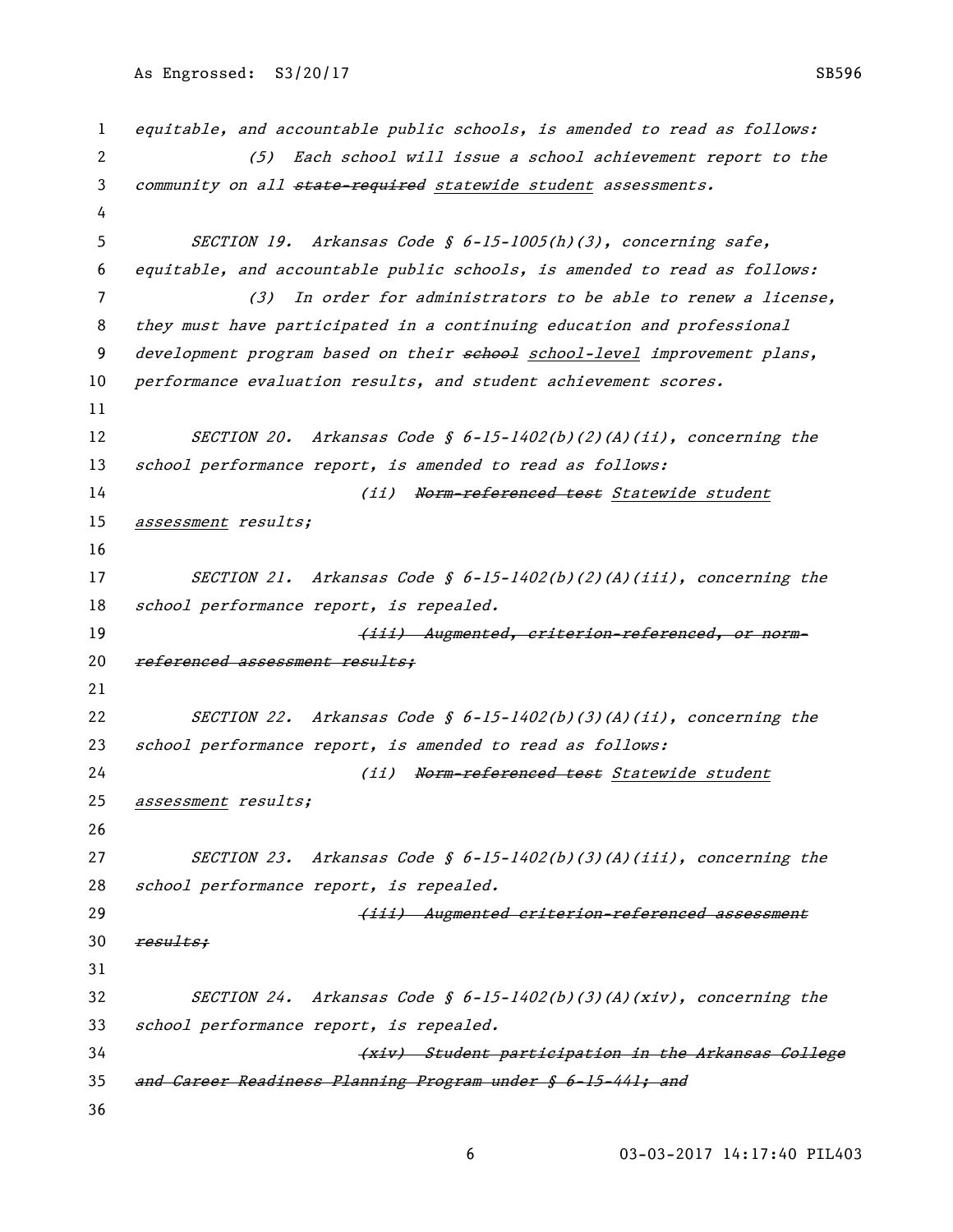equitable, and accountable public schools, is amended to read as follows:

(5) Each school will issue a school achievement report to the community on all ~~state-required~~ statewide student assessments.

SECTION 19. Arkansas Code § 6-15-1005(h)(3), concerning safe, equitable, and accountable public schools, is amended to read as follows:

(3) In order for administrators to be able to renew a license, they must have participated in a continuing education and professional development program based on their ~~school~~ school-level improvement plans, performance evaluation results, and student achievement scores.

SECTION 20. Arkansas Code § 6-15-1402(b)(2)(A)(ii), concerning the school performance report, is amended to read as follows:

(ii) ~~Norm-referenced test~~ Statewide student assessment results;

SECTION 21. Arkansas Code § 6-15-1402(b)(2)(A)(iii), concerning the school performance report, is repealed.

~~(iii) Augmented, criterion-referenced, or norm-referenced assessment results;~~

SECTION 22. Arkansas Code § 6-15-1402(b)(3)(A)(ii), concerning the school performance report, is amended to read as follows:

(ii) ~~Norm-referenced test~~ Statewide student assessment results;

SECTION 23. Arkansas Code § 6-15-1402(b)(3)(A)(iii), concerning the school performance report, is repealed.

~~(iii) Augmented criterion-referenced assessment results;~~

SECTION 24. Arkansas Code § 6-15-1402(b)(3)(A)(xiv), concerning the school performance report, is repealed.

~~(xiv) Student participation in the Arkansas College and Career Readiness Planning Program under § 6-15-441; and~~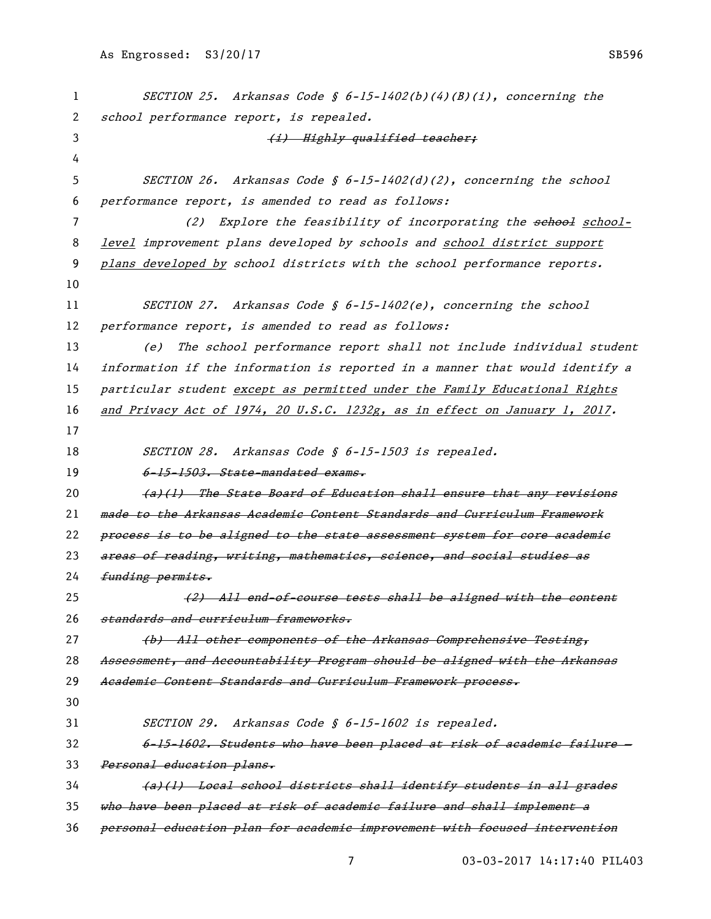SECTION 25. Arkansas Code § 6-15-1402(b)(4)(B)(i), concerning the school performance report, is repealed.

~~(i) Highly qualified teacher;~~

SECTION 26. Arkansas Code § 6-15-1402(d)(2), concerning the school performance report, is amended to read as follows:

(2) Explore the feasibility of incorporating the ~~school~~ school-level improvement plans developed by schools and school district support plans developed by school districts with the school performance reports.

SECTION 27. Arkansas Code § 6-15-1402(e), concerning the school performance report, is amended to read as follows:

(e) The school performance report shall not include individual student information if the information is reported in a manner that would identify a particular student except as permitted under the Family Educational Rights and Privacy Act of 1974, 20 U.S.C. 1232g, as in effect on January 1, 2017.

SECTION 28. Arkansas Code § 6-15-1503 is repealed.

~~6-15-1503. State-mandated exams.~~

~~(a)(1) The State Board of Education shall ensure that any revisions made to the Arkansas Academic Content Standards and Curriculum Framework process is to be aligned to the state assessment system for core academic areas of reading, writing, mathematics, science, and social studies as funding permits.~~

~~(2) All end-of-course tests shall be aligned with the content standards and curriculum frameworks.~~

~~(b) All other components of the Arkansas Comprehensive Testing, Assessment, and Accountability Program should be aligned with the Arkansas Academic Content Standards and Curriculum Framework process.~~

SECTION 29. Arkansas Code § 6-15-1602 is repealed.

~~6-15-1602. Students who have been placed at risk of academic failure — Personal education plans.~~

~~(a)(1) Local school districts shall identify students in all grades who have been placed at risk of academic failure and shall implement a personal education plan for academic improvement with focused intervention~~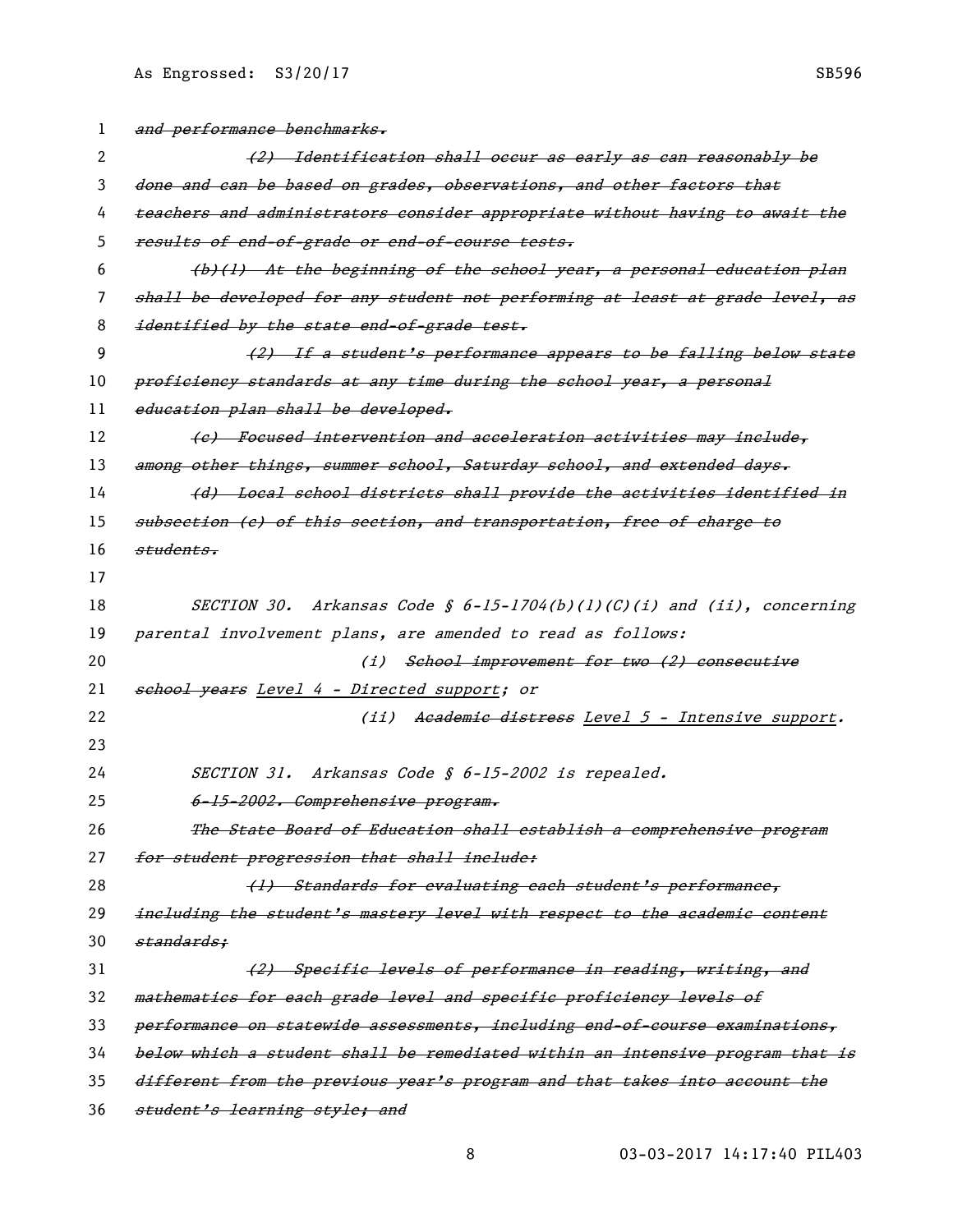~~and performance benchmarks.~~

~~(2) Identification shall occur as early as can reasonably be done and can be based on grades, observations, and other factors that teachers and administrators consider appropriate without having to await the results of end-of-grade or end-of-course tests.~~

~~(b)(1) At the beginning of the school year, a personal education plan shall be developed for any student not performing at least at grade level, as identified by the state end-of-grade test.~~

~~(2) If a student's performance appears to be falling below state proficiency standards at any time during the school year, a personal education plan shall be developed.~~

~~(c) Focused intervention and acceleration activities may include, among other things, summer school, Saturday school, and extended days.~~

~~(d) Local school districts shall provide the activities identified in subsection (c) of this section, and transportation, free of charge to students.~~

*SECTION 30. Arkansas Code § 6-15-1704(b)(1)(C)(i) and (ii), concerning parental involvement plans, are amended to read as follows:*

*(i) ~~School improvement for two (2) consecutive school years~~ Level 4 - Directed support; or*

*(ii) ~~Academic distress~~ Level 5 - Intensive support.*

*SECTION 31. Arkansas Code § 6-15-2002 is repealed.*

~~6-15-2002. Comprehensive program.~~

~~The State Board of Education shall establish a comprehensive program for student progression that shall include:~~

~~(1) Standards for evaluating each student's performance, including the student's mastery level with respect to the academic content standards;~~

~~(2) Specific levels of performance in reading, writing, and mathematics for each grade level and specific proficiency levels of performance on statewide assessments, including end-of-course examinations, below which a student shall be remediated within an intensive program that is different from the previous year's program and that takes into account the student's learning style; and~~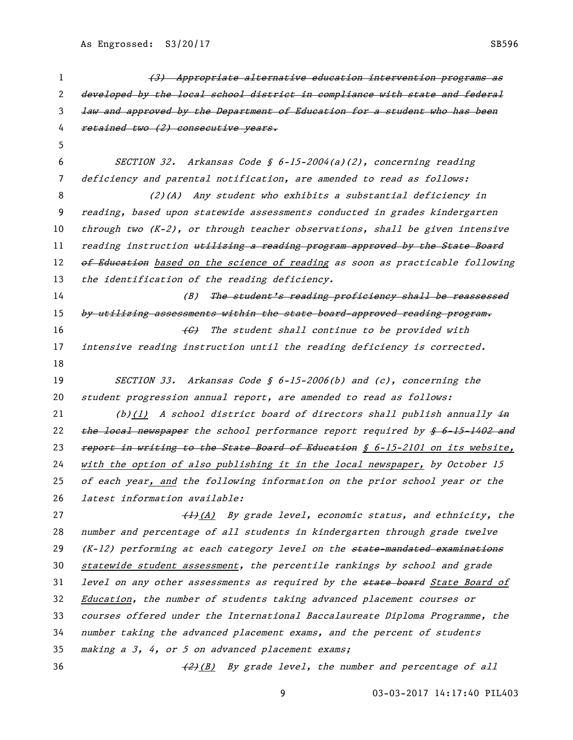~~(3) Appropriate alternative education intervention programs as developed by the local school district in compliance with state and federal law and approved by the Department of Education for a student who has been retained two (2) consecutive years.~~

*SECTION 32. Arkansas Code § 6-15-2004(a)(2), concerning reading deficiency and parental notification, are amended to read as follows:*

*(2)(A) Any student who exhibits a substantial deficiency in reading, based upon statewide assessments conducted in grades kindergarten through two (K-2), or through teacher observations, shall be given intensive reading instruction ~~utilizing a reading program approved by the State Board of Education~~ <u>based on the science of reading</u> as soon as practicable following the identification of the reading deficiency.*

*(B) ~~The student's reading proficiency shall be reassessed by utilizing assessments within the state board-approved reading program.~~*

*~~(C)~~ The student shall continue to be provided with intensive reading instruction until the reading deficiency is corrected.*

*SECTION 33. Arkansas Code § 6-15-2006(b) and (c), concerning the student progression annual report, are amended to read as follows:*

*(b)<u>(1)</u> A school district board of directors shall publish annually ~~in the local newspaper~~ the school performance report required by ~~§ 6-15-1402 and report in writing to the State Board of Education~~ <u>§ 6-15-2101 on its website, with the option of also publishing it in the local newspaper,</u> by October 15 of each year<u>, and</u> the following information on the prior school year or the latest information available:*

*~~(1)~~<u>(A)</u> By grade level, economic status, and ethnicity, the number and percentage of all students in kindergarten through grade twelve (K-12) performing at each category level on the ~~state-mandated examinations~~ <u>statewide student assessment</u>, the percentile rankings by school and grade level on any other assessments as required by the ~~state board~~ <u>State Board of Education</u>, the number of students taking advanced placement courses or courses offered under the International Baccalaureate Diploma Programme, the number taking the advanced placement exams, and the percent of students making a 3, 4, or 5 on advanced placement exams;*

*~~(2)~~<u>(B)</u> By grade level, the number and percentage of all*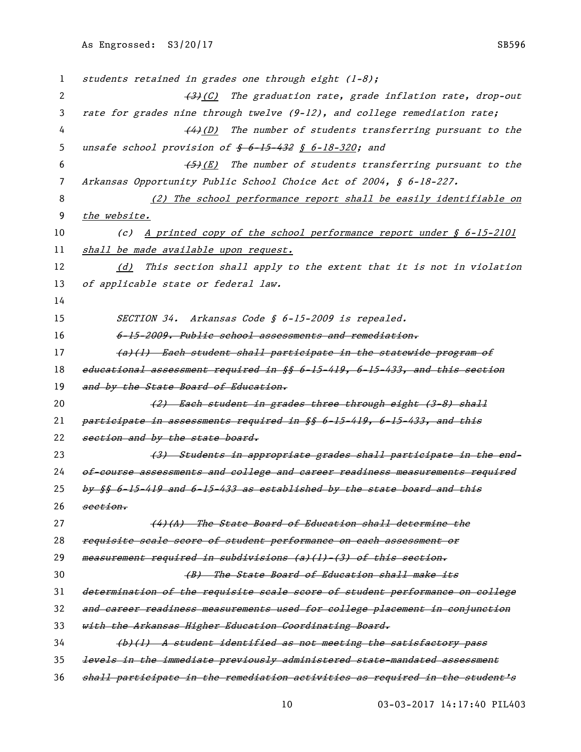students retained in grades one through eight (1-8);

~~(3)~~(C) The graduation rate, grade inflation rate, drop-out rate for grades nine through twelve (9-12), and college remediation rate;

~~(4)~~(D) The number of students transferring pursuant to the unsafe school provision of ~~§ 6-15-432~~ § 6-18-320; and

~~(5)~~(E) The number of students transferring pursuant to the Arkansas Opportunity Public School Choice Act of 2004, § 6-18-227.

(2) The school performance report shall be easily identifiable on the website.

(c) A printed copy of the school performance report under § 6-15-2101 shall be made available upon request.

(d) This section shall apply to the extent that it is not in violation of applicable state or federal law.

SECTION 34. Arkansas Code § 6-15-2009 is repealed.

~~6-15-2009. Public school assessments and remediation.~~

~~(a)(1) Each student shall participate in the statewide program of educational assessment required in §§ 6-15-419, 6-15-433, and this section and by the State Board of Education.~~

~~(2) Each student in grades three through eight (3-8) shall participate in assessments required in §§ 6-15-419, 6-15-433, and this section and by the state board.~~

~~(3) Students in appropriate grades shall participate in the end-of-course assessments and college and career readiness measurements required by §§ 6-15-419 and 6-15-433 as established by the state board and this section.~~

~~(4)(A) The State Board of Education shall determine the requisite scale score of student performance on each assessment or measurement required in subdivisions (a)(1)-(3) of this section.~~

~~(B) The State Board of Education shall make its determination of the requisite scale score of student performance on college and career readiness measurements used for college placement in conjunction with the Arkansas Higher Education Coordinating Board.~~

~~(b)(1) A student identified as not meeting the satisfactory pass levels in the immediate previously administered state-mandated assessment shall participate in the remediation activities as required in the student's~~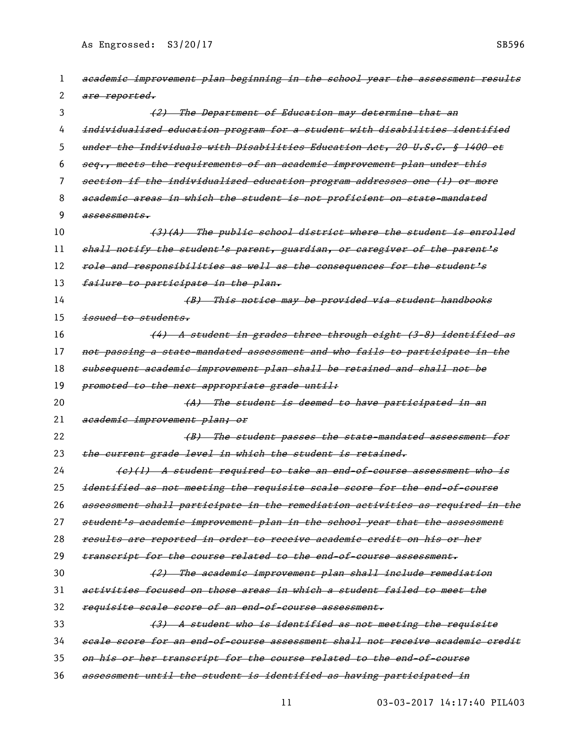~~academic improvement plan beginning in the school year the assessment results are reported.~~

~~(2) The Department of Education may determine that an individualized education program for a student with disabilities identified under the Individuals with Disabilities Education Act, 20 U.S.C. § 1400 et seq., meets the requirements of an academic improvement plan under this section if the individualized education program addresses one (1) or more academic areas in which the student is not proficient on state-mandated assessments.~~

~~(3)(A) The public school district where the student is enrolled shall notify the student's parent, guardian, or caregiver of the parent's role and responsibilities as well as the consequences for the student's failure to participate in the plan.~~

~~(B) This notice may be provided via student handbooks issued to students.~~

~~(4) A student in grades three through eight (3-8) identified as not passing a state-mandated assessment and who fails to participate in the subsequent academic improvement plan shall be retained and shall not be promoted to the next appropriate grade until:~~

~~(A) The student is deemed to have participated in an academic improvement plan; or~~

~~(B) The student passes the state-mandated assessment for the current grade level in which the student is retained.~~

~~(c)(1) A student required to take an end-of-course assessment who is identified as not meeting the requisite scale score for the end-of-course assessment shall participate in the remediation activities as required in the student's academic improvement plan in the school year that the assessment results are reported in order to receive academic credit on his or her transcript for the course related to the end-of-course assessment.~~

~~(2) The academic improvement plan shall include remediation activities focused on those areas in which a student failed to meet the requisite scale score of an end-of-course assessment.~~

~~(3) A student who is identified as not meeting the requisite scale score for an end-of-course assessment shall not receive academic credit on his or her transcript for the course related to the end-of-course assessment until the student is identified as having participated in~~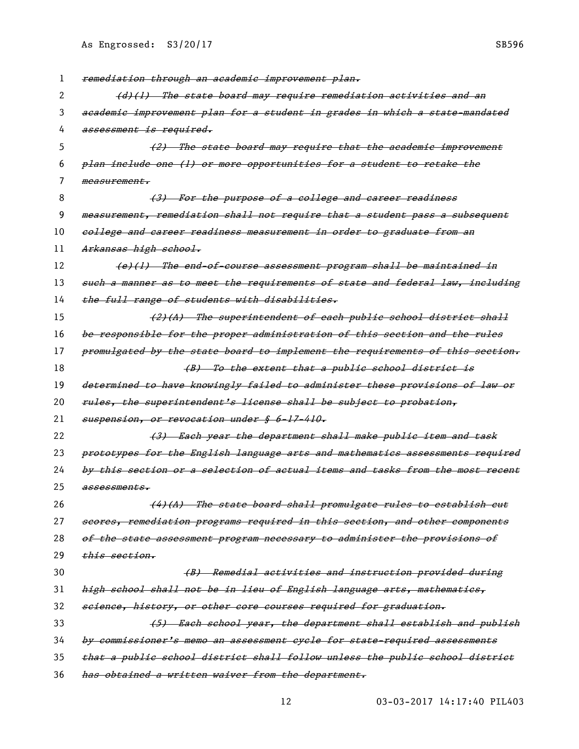~~*remediation through an academic improvement plan.*~~

~~*(d)(1) The state board may require remediation activities and an academic improvement plan for a student in grades in which a state-mandated assessment is required.*~~

~~*(2) The state board may require that the academic improvement plan include one (1) or more opportunities for a student to retake the measurement.*~~

~~*(3) For the purpose of a college and career readiness measurement, remediation shall not require that a student pass a subsequent college and career readiness measurement in order to graduate from an Arkansas high school.*~~

~~*(e)(1) The end-of-course assessment program shall be maintained in such a manner as to meet the requirements of state and federal law, including the full range of students with disabilities.*~~

~~*(2)(A) The superintendent of each public school district shall be responsible for the proper administration of this section and the rules promulgated by the state board to implement the requirements of this section.*~~

~~*(B) To the extent that a public school district is determined to have knowingly failed to administer these provisions of law or rules, the superintendent's license shall be subject to probation, suspension, or revocation under § 6-17-410.*~~

~~*(3) Each year the department shall make public item and task prototypes for the English language arts and mathematics assessments required by this section or a selection of actual items and tasks from the most recent assessments.*~~

~~*(4)(A) The state board shall promulgate rules to establish cut scores, remediation programs required in this section, and other components of the state assessment program necessary to administer the provisions of this section.*~~

~~*(B) Remedial activities and instruction provided during high school shall not be in lieu of English language arts, mathematics, science, history, or other core courses required for graduation.*~~

~~*(5) Each school year, the department shall establish and publish by commissioner's memo an assessment cycle for state-required assessments that a public school district shall follow unless the public school district has obtained a written waiver from the department.*~~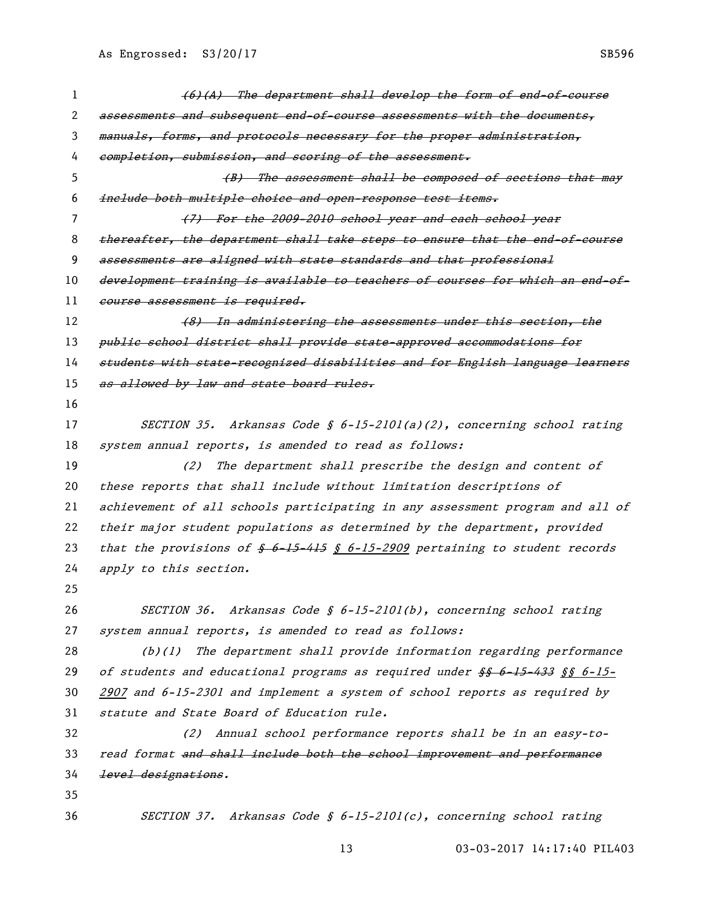~~(6)(A) The department shall develop the form of end-of-course assessments and subsequent end-of-course assessments with the documents, manuals, forms, and protocols necessary for the proper administration, completion, submission, and scoring of the assessment.~~

~~(B) The assessment shall be composed of sections that may include both multiple choice and open-response test items.~~

~~(7) For the 2009-2010 school year and each school year thereafter, the department shall take steps to ensure that the end-of-course assessments are aligned with state standards and that professional development training is available to teachers of courses for which an end-of-course assessment is required.~~

~~(8) In administering the assessments under this section, the public school district shall provide state-approved accommodations for students with state-recognized disabilities and for English language learners as allowed by law and state board rules.~~

*SECTION 35. Arkansas Code § 6-15-2101(a)(2), concerning school rating system annual reports, is amended to read as follows:*

*(2) The department shall prescribe the design and content of these reports that shall include without limitation descriptions of achievement of all schools participating in any assessment program and all of their major student populations as determined by the department, provided that the provisions of ~~§ 6-15-415~~ <u>§ 6-15-2909</u> pertaining to student records apply to this section.*

*SECTION 36. Arkansas Code § 6-15-2101(b), concerning school rating system annual reports, is amended to read as follows:*

*(b)(1) The department shall provide information regarding performance of students and educational programs as required under ~~§§ 6-15-433~~ <u>§§ 6-15-2907</u> and 6-15-2301 and implement a system of school reports as required by statute and State Board of Education rule.*

*(2) Annual school performance reports shall be in an easy-to-read format ~~and shall include both the school improvement and performance level designations.~~*

*SECTION 37. Arkansas Code § 6-15-2101(c), concerning school rating*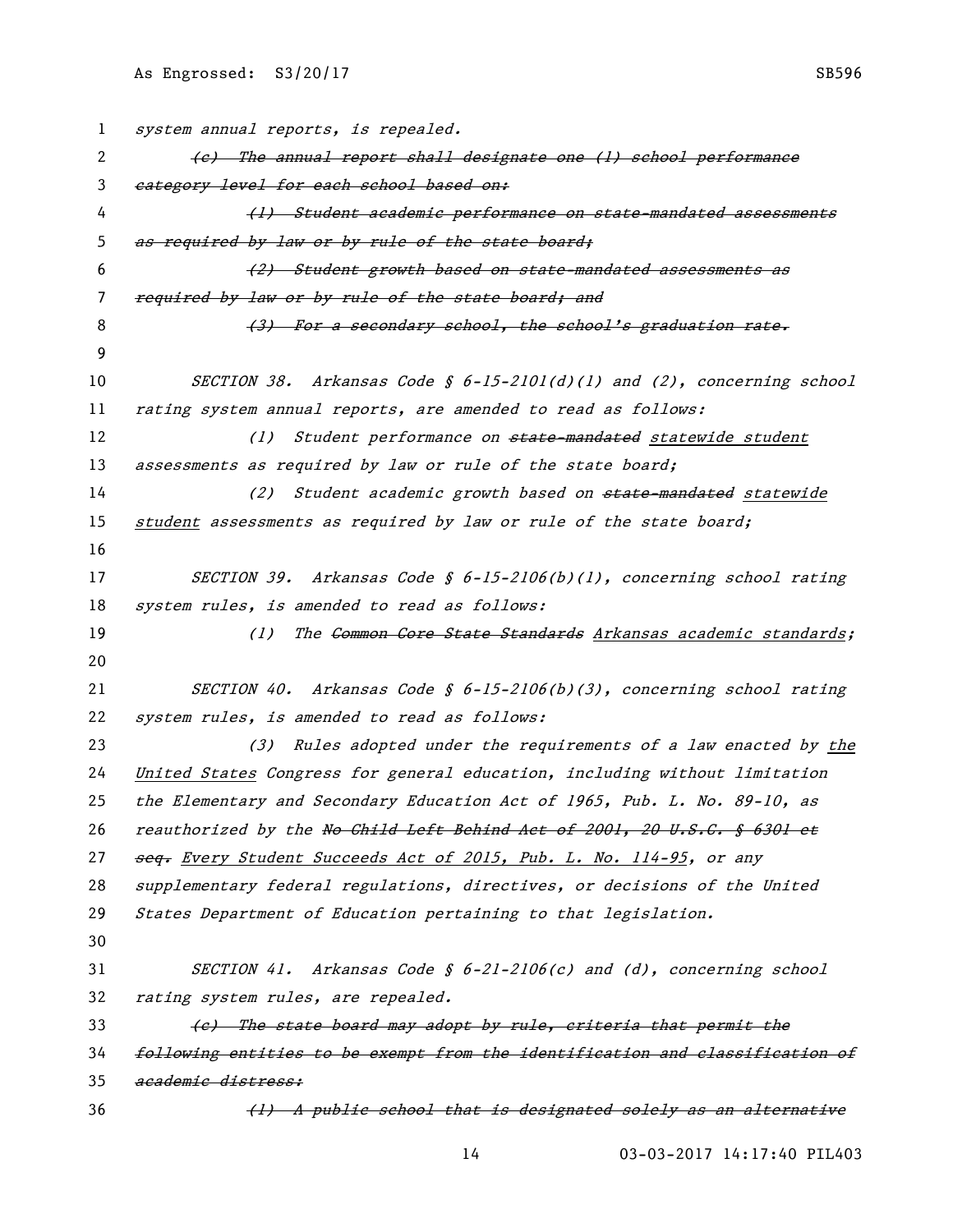system annual reports, is repealed.

~~(c) The annual report shall designate one (1) school performance category level for each school based on:~~

~~(1) Student academic performance on state-mandated assessments as required by law or by rule of the state board;~~

~~(2) Student growth based on state-mandated assessments as required by law or by rule of the state board; and~~

~~(3) For a secondary school, the school's graduation rate.~~

SECTION 38. Arkansas Code § 6-15-2101(d)(1) and (2), concerning school rating system annual reports, are amended to read as follows:

(1) Student performance on ~~state-mandated~~ statewide student assessments as required by law or rule of the state board;

(2) Student academic growth based on ~~state-mandated~~ statewide student assessments as required by law or rule of the state board;

SECTION 39. Arkansas Code § 6-15-2106(b)(1), concerning school rating system rules, is amended to read as follows:

(1) The ~~Common Core State Standards~~ Arkansas academic standards;

SECTION 40. Arkansas Code § 6-15-2106(b)(3), concerning school rating system rules, is amended to read as follows:

(3) Rules adopted under the requirements of a law enacted by the United States Congress for general education, including without limitation the Elementary and Secondary Education Act of 1965, Pub. L. No. 89-10, as reauthorized by the ~~No Child Left Behind Act of 2001, 20 U.S.C. § 6301 et seq.~~ Every Student Succeeds Act of 2015, Pub. L. No. 114-95, or any supplementary federal regulations, directives, or decisions of the United States Department of Education pertaining to that legislation.

SECTION 41. Arkansas Code § 6-21-2106(c) and (d), concerning school rating system rules, are repealed.

~~(c) The state board may adopt by rule, criteria that permit the following entities to be exempt from the identification and classification of academic distress:~~

~~(1) A public school that is designated solely as an alternative~~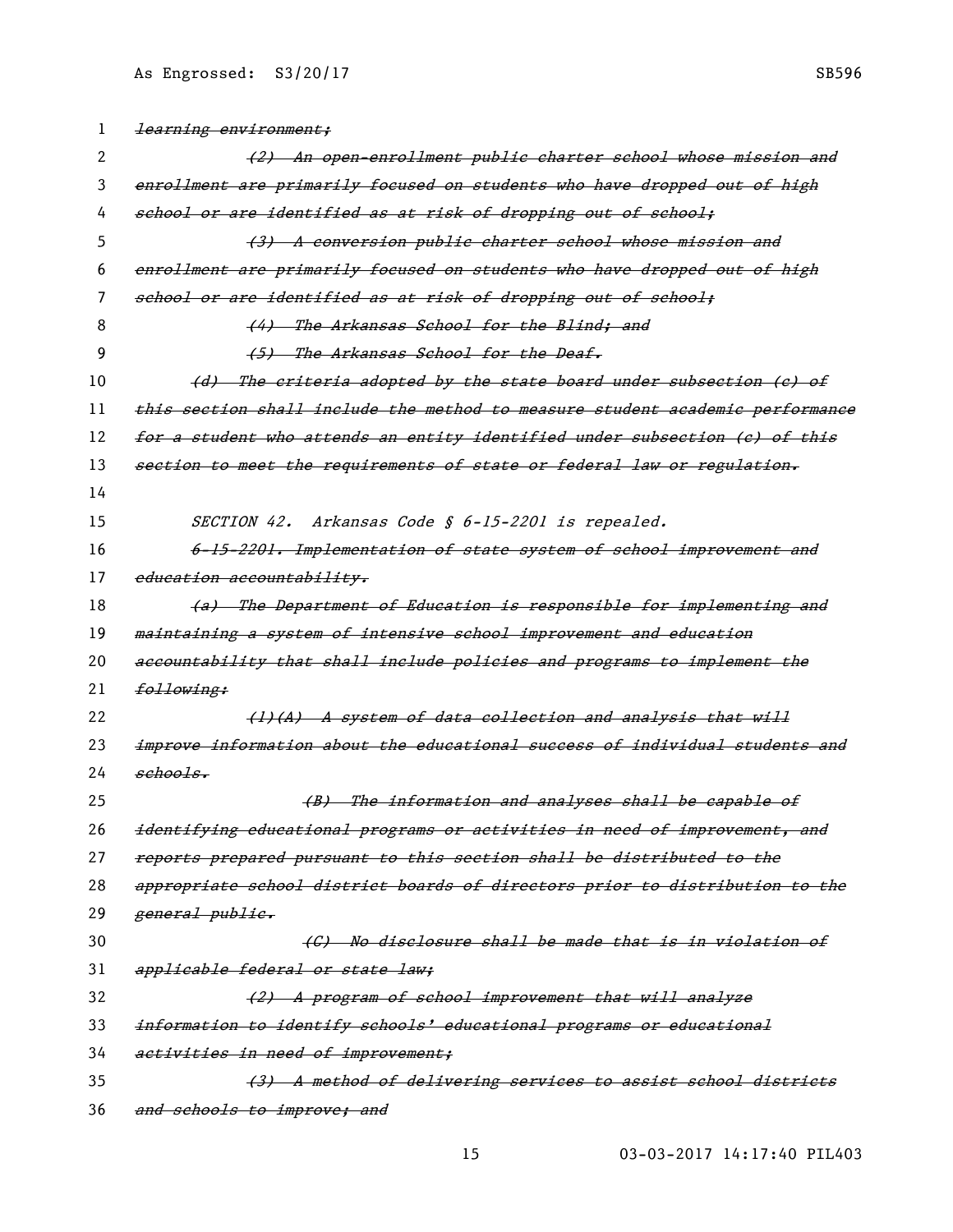~~learning environment;~~

~~(2) An open-enrollment public charter school whose mission and enrollment are primarily focused on students who have dropped out of high school or are identified as at risk of dropping out of school;~~

~~(3) A conversion public charter school whose mission and enrollment are primarily focused on students who have dropped out of high school or are identified as at risk of dropping out of school;~~

~~(4) The Arkansas School for the Blind; and~~

~~(5) The Arkansas School for the Deaf.~~

~~(d) The criteria adopted by the state board under subsection (c) of this section shall include the method to measure student academic performance for a student who attends an entity identified under subsection (c) of this section to meet the requirements of state or federal law or regulation.~~

*SECTION 42. Arkansas Code § 6-15-2201 is repealed.*

~~6-15-2201. Implementation of state system of school improvement and education accountability.~~

~~(a) The Department of Education is responsible for implementing and maintaining a system of intensive school improvement and education accountability that shall include policies and programs to implement the following:~~

~~(1)(A) A system of data collection and analysis that will improve information about the educational success of individual students and schools.~~

~~(B) The information and analyses shall be capable of identifying educational programs or activities in need of improvement, and reports prepared pursuant to this section shall be distributed to the appropriate school district boards of directors prior to distribution to the general public.~~

~~(C) No disclosure shall be made that is in violation of applicable federal or state law;~~

~~(2) A program of school improvement that will analyze information to identify schools' educational programs or educational activities in need of improvement;~~

~~(3) A method of delivering services to assist school districts and schools to improve; and~~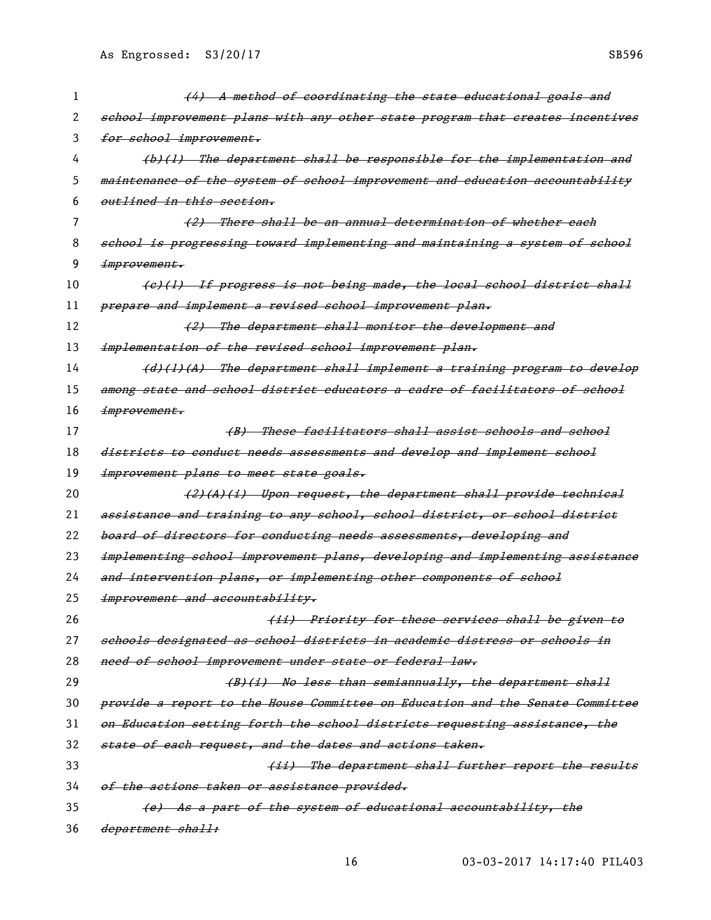~~(4) A method of coordinating the state educational goals and school improvement plans with any other state program that creates incentives for school improvement.~~

~~(b)(1) The department shall be responsible for the implementation and maintenance of the system of school improvement and education accountability outlined in this section.~~

~~(2) There shall be an annual determination of whether each school is progressing toward implementing and maintaining a system of school improvement.~~

~~(c)(1) If progress is not being made, the local school district shall prepare and implement a revised school improvement plan.~~

~~(2) The department shall monitor the development and implementation of the revised school improvement plan.~~

~~(d)(1)(A) The department shall implement a training program to develop among state and school district educators a cadre of facilitators of school improvement.~~

~~(B) These facilitators shall assist schools and school districts to conduct needs assessments and develop and implement school improvement plans to meet state goals.~~

~~(2)(A)(i) Upon request, the department shall provide technical assistance and training to any school, school district, or school district board of directors for conducting needs assessments, developing and implementing school improvement plans, developing and implementing assistance and intervention plans, or implementing other components of school improvement and accountability.~~

~~(ii) Priority for these services shall be given to schools designated as school districts in academic distress or schools in need of school improvement under state or federal law.~~

~~(B)(i) No less than semiannually, the department shall provide a report to the House Committee on Education and the Senate Committee on Education setting forth the school districts requesting assistance, the state of each request, and the dates and actions taken.~~

~~(ii) The department shall further report the results of the actions taken or assistance provided.~~

~~(e) As a part of the system of educational accountability, the department shall:~~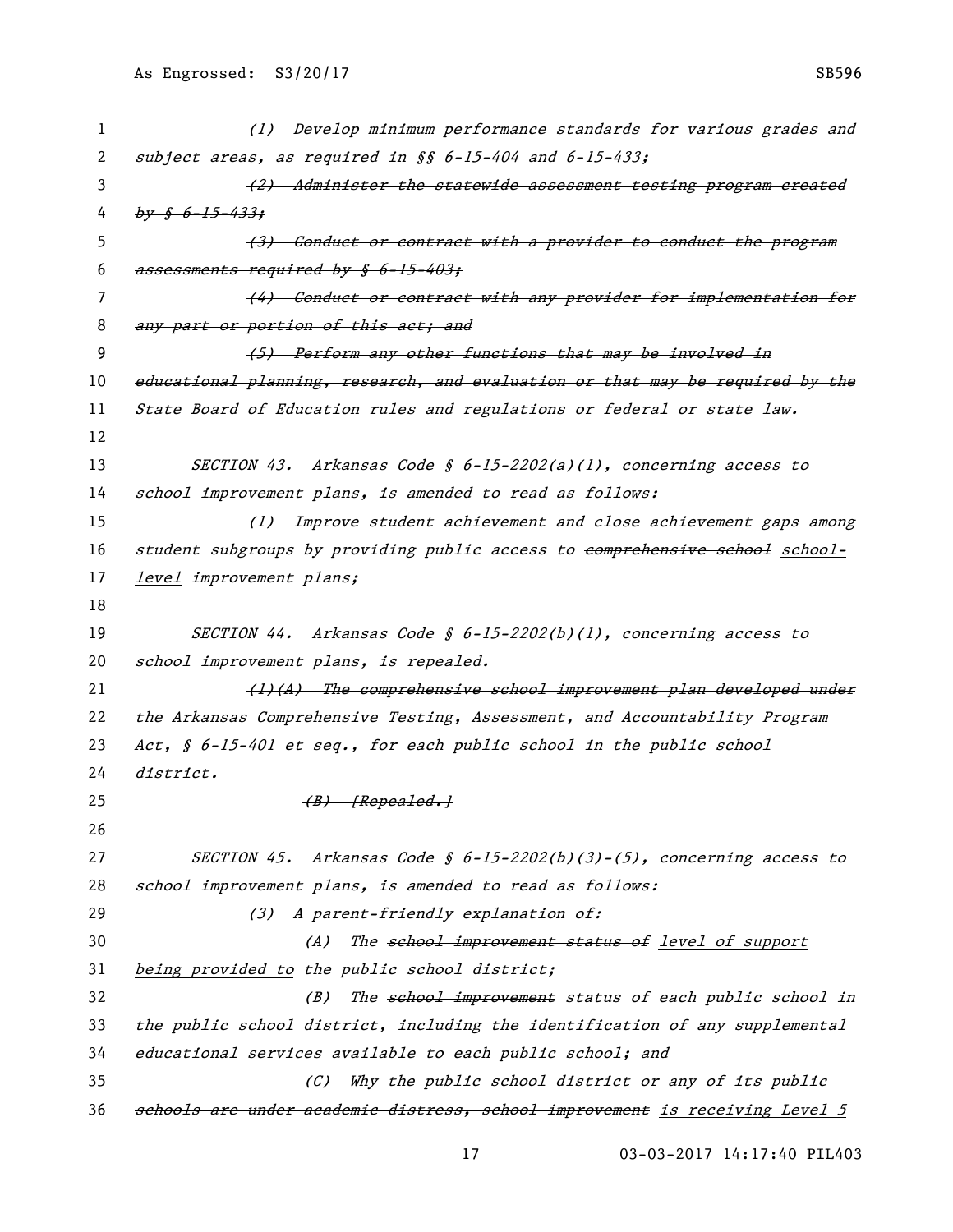~~(1) Develop minimum performance standards for various grades and subject areas, as required in §§ 6-15-404 and 6-15-433;~~

~~(2) Administer the statewide assessment testing program created by § 6-15-433;~~

~~(3) Conduct or contract with a provider to conduct the program assessments required by § 6-15-403;~~

~~(4) Conduct or contract with any provider for implementation for any part or portion of this act; and~~

~~(5) Perform any other functions that may be involved in educational planning, research, and evaluation or that may be required by the State Board of Education rules and regulations or federal or state law.~~

*SECTION 43. Arkansas Code § 6-15-2202(a)(1), concerning access to school improvement plans, is amended to read as follows:*

*(1) Improve student achievement and close achievement gaps among student subgroups by providing public access to ~~comprehensive school~~ <u>school-level</u> improvement plans;*

*SECTION 44. Arkansas Code § 6-15-2202(b)(1), concerning access to school improvement plans, is repealed.*

~~(1)(A) The comprehensive school improvement plan developed under the Arkansas Comprehensive Testing, Assessment, and Accountability Program Act, § 6-15-401 et seq., for each public school in the public school district.~~

~~(B) [Repealed.]~~

*SECTION 45. Arkansas Code § 6-15-2202(b)(3)-(5), concerning access to school improvement plans, is amended to read as follows:*

*(3) A parent-friendly explanation of:*

*(A) The ~~school improvement status of~~ <u>level of support being provided to</u> the public school district;*

*(B) The ~~school improvement~~ status of each public school in the public school district~~, including the identification of any supplemental educational services available to each public school~~; and*

*(C) Why the public school district ~~or any of its public schools are under academic distress, school improvement~~ <u>is receiving Level 5</u>*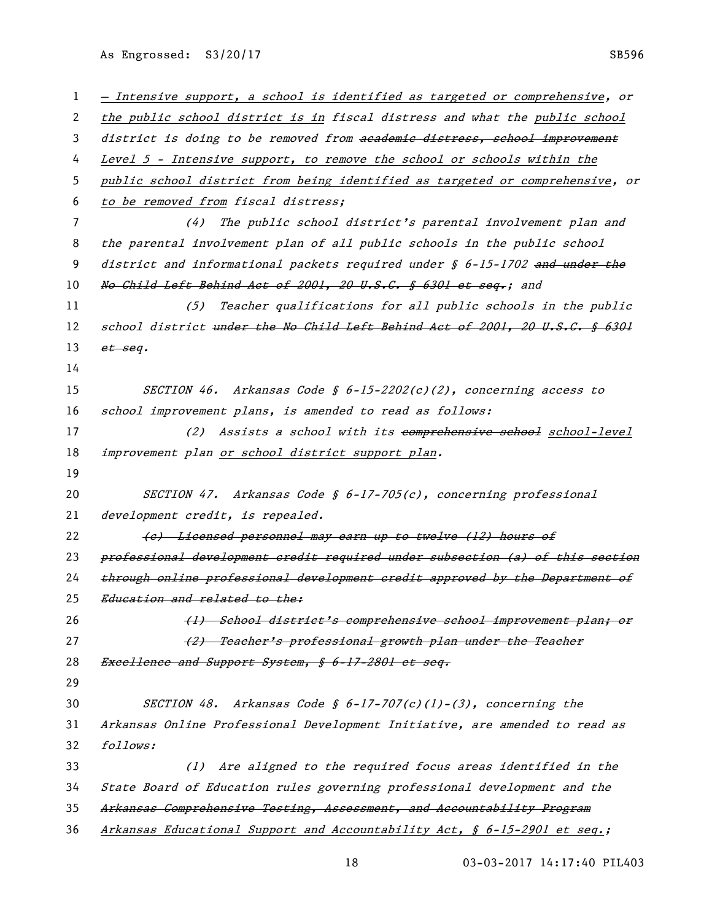– Intensive support, a school is identified as targeted or comprehensive, or the public school district is in fiscal distress and what the public school district is doing to be removed from ~~academic distress, school improvement~~ Level 5 - Intensive support, to remove the school or schools within the public school district from being identified as targeted or comprehensive, or to be removed from fiscal distress;

(4) The public school district's parental involvement plan and the parental involvement plan of all public schools in the public school district and informational packets required under § 6-15-1702 ~~and under the No Child Left Behind Act of 2001, 20 U.S.C. § 6301 et seq.~~; and

(5) Teacher qualifications for all public schools in the public school district ~~under the No Child Left Behind Act of 2001, 20 U.S.C. § 6301 et seq.~~

SECTION 46. Arkansas Code § 6-15-2202(c)(2), concerning access to school improvement plans, is amended to read as follows:

(2) Assists a school with its ~~comprehensive school~~ school-level improvement plan or school district support plan.

SECTION 47. Arkansas Code § 6-17-705(c), concerning professional development credit, is repealed.

~~(c) Licensed personnel may earn up to twelve (12) hours of professional development credit required under subsection (a) of this section through online professional development credit approved by the Department of Education and related to the:~~

~~(1) School district's comprehensive school improvement plan; or~~

~~(2) Teacher's professional growth plan under the Teacher Excellence and Support System, § 6-17-2801 et seq.~~

SECTION 48. Arkansas Code § 6-17-707(c)(1)-(3), concerning the Arkansas Online Professional Development Initiative, are amended to read as follows:

(1) Are aligned to the required focus areas identified in the State Board of Education rules governing professional development and the ~~Arkansas Comprehensive Testing, Assessment, and Accountability Program~~ Arkansas Educational Support and Accountability Act, § 6-15-2901 et seq.;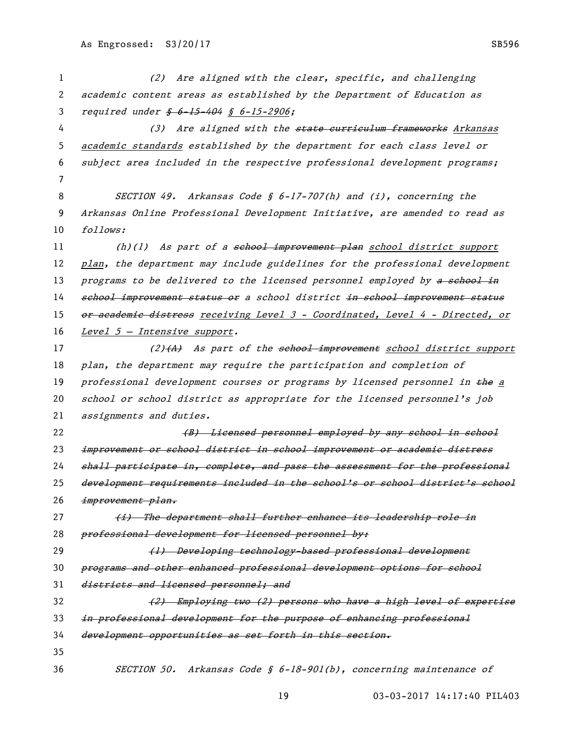(2) Are aligned with the clear, specific, and challenging academic content areas as established by the Department of Education as required under ~~§ 6-15-404~~ § 6-15-2906;

(3) Are aligned with the ~~state curriculum frameworks~~ Arkansas academic standards established by the department for each class level or subject area included in the respective professional development programs;

SECTION 49. Arkansas Code § 6-17-707(h) and (i), concerning the Arkansas Online Professional Development Initiative, are amended to read as follows:

(h)(1) As part of a ~~school improvement plan~~ school district support plan, the department may include guidelines for the professional development programs to be delivered to the licensed personnel employed by ~~a school in school improvement status or~~ a school district ~~in school improvement status or academic distress~~ receiving Level 3 - Coordinated, Level 4 - Directed, or Level 5 – Intensive support.

(2)~~(A)~~ As part of the ~~school improvement~~ school district support plan, the department may require the participation and completion of professional development courses or programs by licensed personnel in ~~the~~ a school or school district as appropriate for the licensed personnel's job assignments and duties.

~~(B) Licensed personnel employed by any school in school improvement or school district in school improvement or academic distress shall participate in, complete, and pass the assessment for the professional development requirements included in the school's or school district's school improvement plan.~~

~~(i) The department shall further enhance its leadership role in professional development for licensed personnel by:~~

~~(1) Developing technology-based professional development programs and other enhanced professional development options for school districts and licensed personnel; and~~

~~(2) Employing two (2) persons who have a high level of expertise in professional development for the purpose of enhancing professional development opportunities as set forth in this section.~~

SECTION 50. Arkansas Code § 6-18-901(b), concerning maintenance of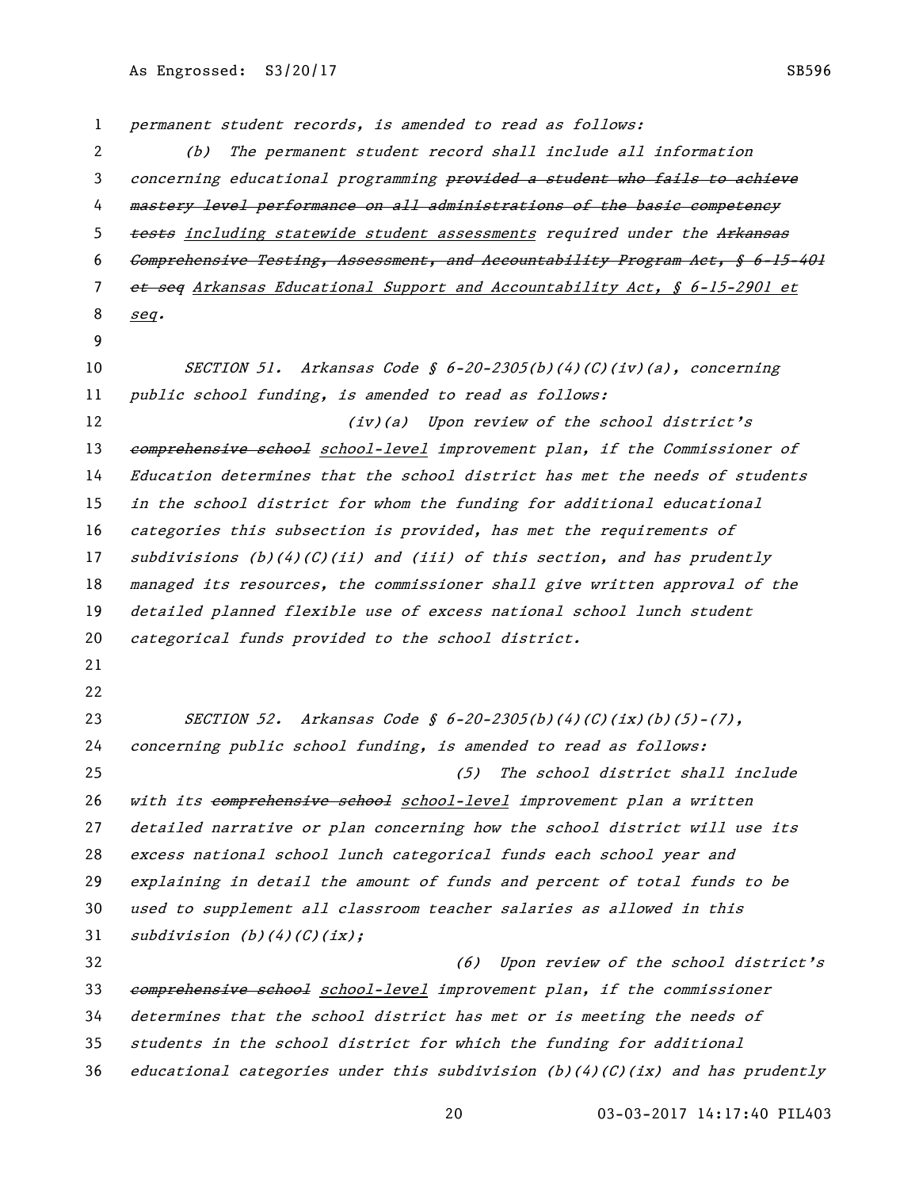permanent student records, is amended to read as follows:

(b) The permanent student record shall include all information concerning educational programming ~~provided a student who fails to achieve mastery level performance on all administrations of the basic competency tests~~ <u>including statewide student assessments</u> required under the ~~Arkansas Comprehensive Testing, Assessment, and Accountability Program Act, § 6-15-401 et seq~~ <u>Arkansas Educational Support and Accountability Act, § 6-15-2901 et seq</u>.

SECTION 51. Arkansas Code § 6-20-2305(b)(4)(C)(iv)(a), concerning public school funding, is amended to read as follows:

(iv)(a) Upon review of the school district's ~~comprehensive school~~ <u>school-level</u> improvement plan, if the Commissioner of Education determines that the school district has met the needs of students in the school district for whom the funding for additional educational categories this subsection is provided, has met the requirements of subdivisions (b)(4)(C)(ii) and (iii) of this section, and has prudently managed its resources, the commissioner shall give written approval of the detailed planned flexible use of excess national school lunch student categorical funds provided to the school district.

SECTION 52. Arkansas Code § 6-20-2305(b)(4)(C)(ix)(b)(5)-(7), concerning public school funding, is amended to read as follows:

(5) The school district shall include with its ~~comprehensive school~~ <u>school-level</u> improvement plan a written detailed narrative or plan concerning how the school district will use its excess national school lunch categorical funds each school year and explaining in detail the amount of funds and percent of total funds to be used to supplement all classroom teacher salaries as allowed in this subdivision (b)(4)(C)(ix);

(6) Upon review of the school district's ~~comprehensive school~~ <u>school-level</u> improvement plan, if the commissioner determines that the school district has met or is meeting the needs of students in the school district for which the funding for additional educational categories under this subdivision (b)(4)(C)(ix) and has prudently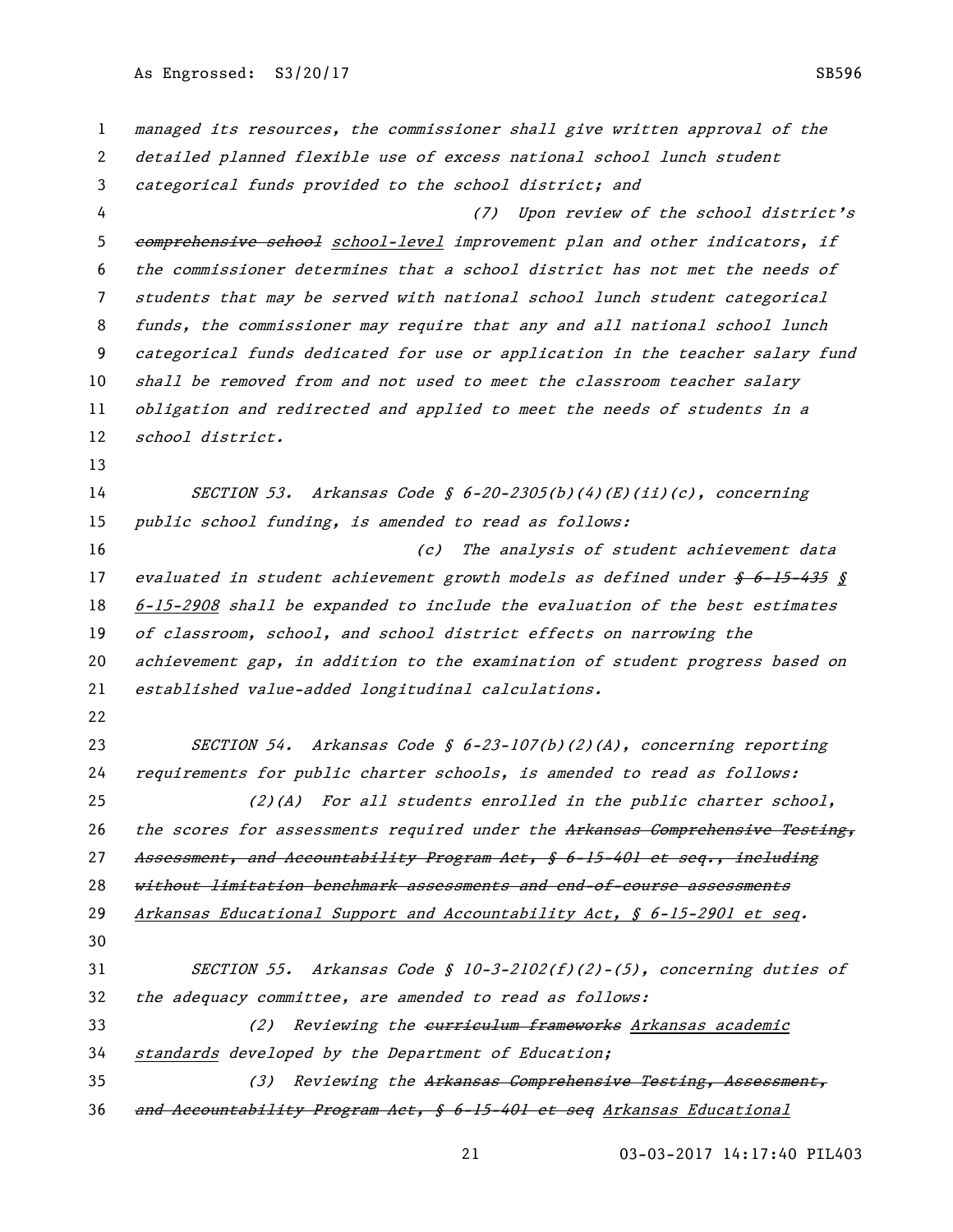*managed its resources, the commissioner shall give written approval of the detailed planned flexible use of excess national school lunch student categorical funds provided to the school district; and*

*(7) Upon review of the school district's ~~comprehensive school~~ school-level improvement plan and other indicators, if the commissioner determines that a school district has not met the needs of students that may be served with national school lunch student categorical funds, the commissioner may require that any and all national school lunch categorical funds dedicated for use or application in the teacher salary fund shall be removed from and not used to meet the classroom teacher salary obligation and redirected and applied to meet the needs of students in a school district.*

*SECTION 53. Arkansas Code § 6-20-2305(b)(4)(E)(ii)(c), concerning public school funding, is amended to read as follows:*

*(c) The analysis of student achievement data evaluated in student achievement growth models as defined under ~~§ 6-15-435~~ § 6-15-2908 shall be expanded to include the evaluation of the best estimates of classroom, school, and school district effects on narrowing the achievement gap, in addition to the examination of student progress based on established value-added longitudinal calculations.*

*SECTION 54. Arkansas Code § 6-23-107(b)(2)(A), concerning reporting requirements for public charter schools, is amended to read as follows:*

*(2)(A) For all students enrolled in the public charter school, the scores for assessments required under the ~~Arkansas Comprehensive Testing, Assessment, and Accountability Program Act, § 6-15-401 et seq., including without limitation benchmark assessments and end-of-course assessments~~ Arkansas Educational Support and Accountability Act, § 6-15-2901 et seq.*

*SECTION 55. Arkansas Code § 10-3-2102(f)(2)-(5), concerning duties of the adequacy committee, are amended to read as follows:*

*(2) Reviewing the ~~curriculum frameworks~~ Arkansas academic standards developed by the Department of Education;*

*(3) Reviewing the ~~Arkansas Comprehensive Testing, Assessment, and Accountability Program Act, § 6-15-401 et seq~~ Arkansas Educational*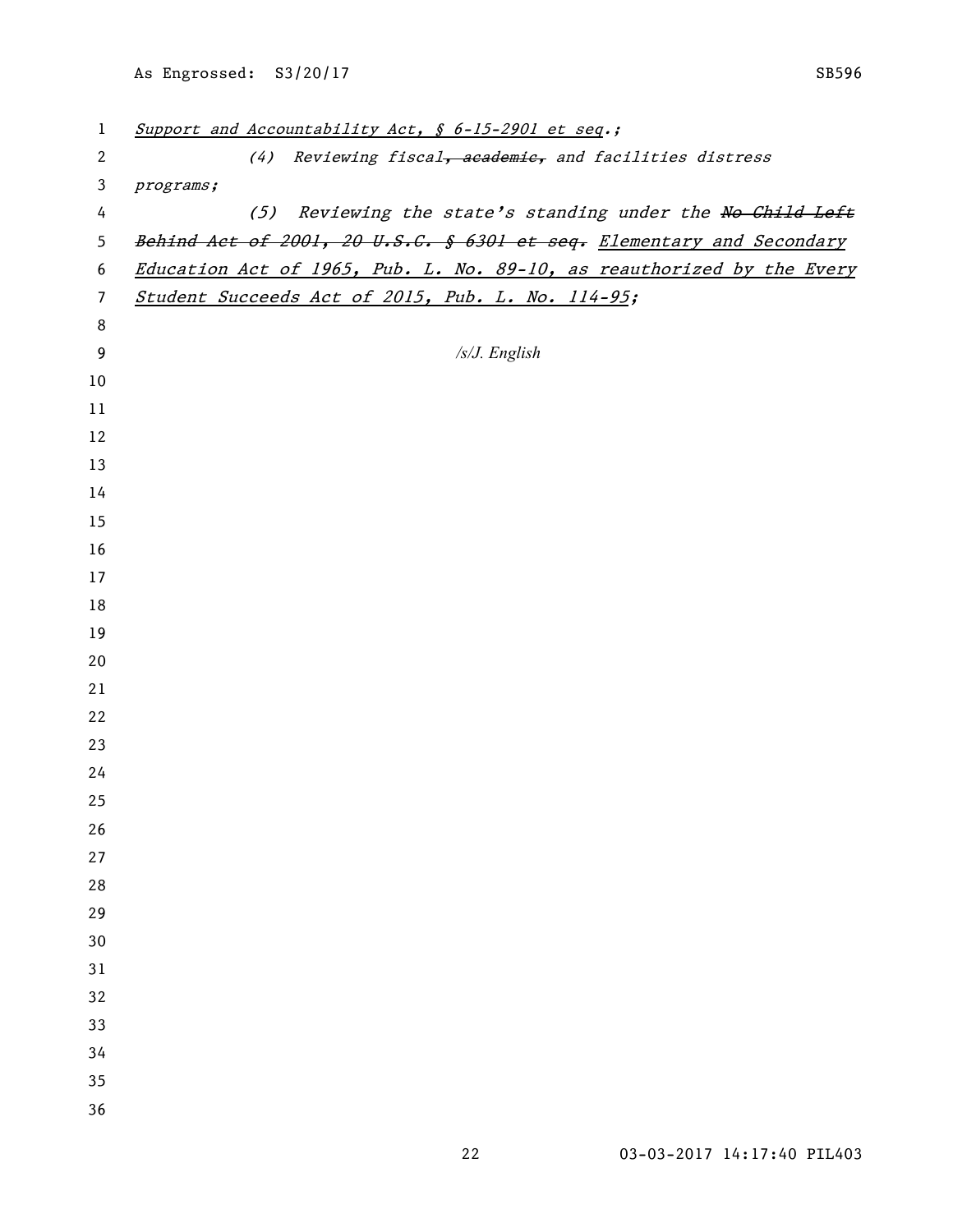Support and Accountability Act, § 6-15-2901 et seq.;

(4) Reviewing fiscal~~, academic,~~ and facilities distress programs;

(5) Reviewing the state's standing under the ~~No Child Left Behind Act of 2001, 20 U.S.C. § 6301 et seq.~~ Elementary and Secondary Education Act of 1965, Pub. L. No. 89-10, as reauthorized by the Every Student Succeeds Act of 2015, Pub. L. No. 114-95;

/s/J. English